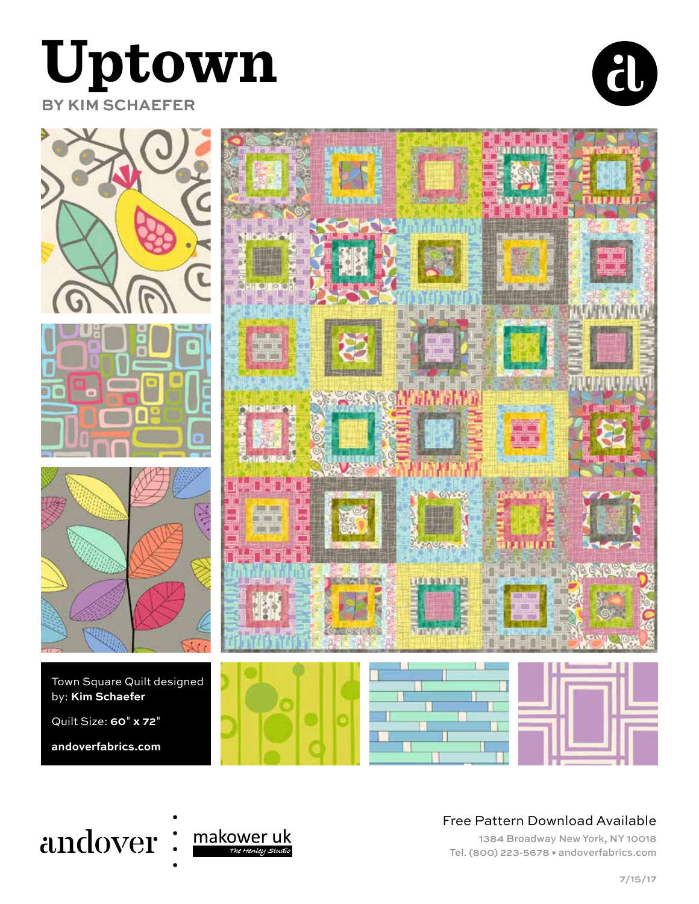# Uptown

BY KIM SCHAEFER

Town Square Quilt designed by: **Kim Schaefer**

Quilt Size: **60" x 72"**

**andoverfabrics.com**

andover : makower uk *The Henley Studio*

Free Pattern Download Available

1384 Broadway New York, NY 10018

Tel. (800) 223-5678 • andoverfabrics.com

7/15/17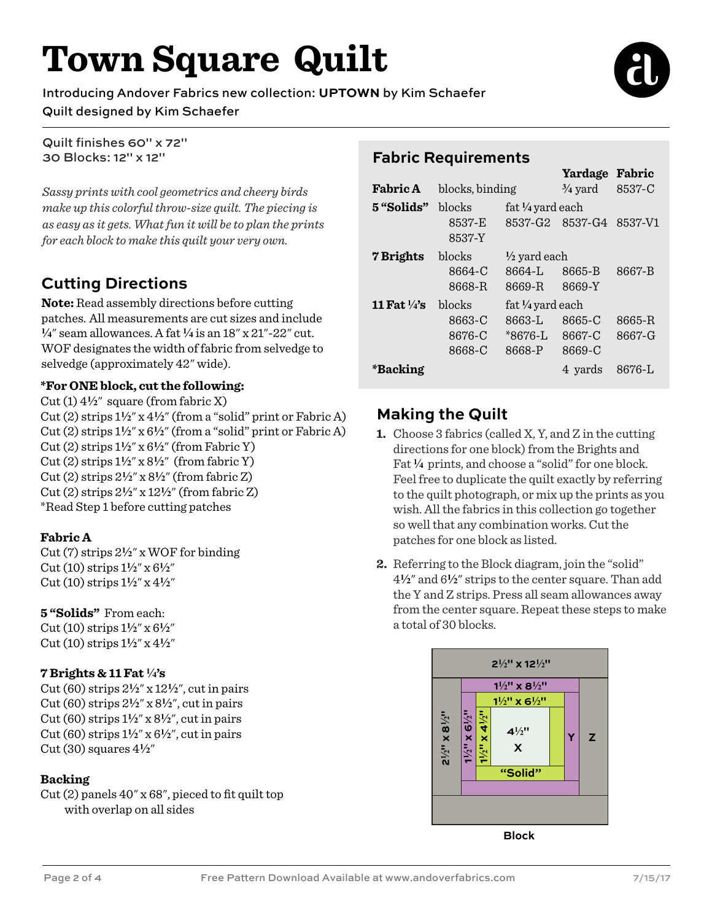# Town Square Quilt

Introducing Andover Fabrics new collection: **UPTOWN** by Kim Schaefer
Quilt designed by Kim Schaefer

Quilt finishes 60" x 72"
30 Blocks: 12" x 12"

*Sassy prints with cool geometrics and cheery birds make up this colorful throw-size quilt. The piecing is as easy as it gets. What fun it will be to plan the prints for each block to make this quilt your very own.*

## Cutting Directions

**Note:** Read assembly directions before cutting patches. All measurements are cut sizes and include ¼" seam allowances. A fat ¼ is an 18" x 21"-22" cut. WOF designates the width of fabric from selvedge to selvedge (approximately 42" wide).

**\*For ONE block, cut the following:**
Cut (1) 4½" square (from fabric X)
Cut (2) strips 1½" x 4½" (from a "solid" print or Fabric A)
Cut (2) strips 1½" x 6½" (from a "solid" print or Fabric A)
Cut (2) strips 1½" x 6½" (from Fabric Y)
Cut (2) strips 1½" x 8½" (from fabric Y)
Cut (2) strips 2½" x 8½" (from fabric Z)
Cut (2) strips 2½" x 12½" (from fabric Z)
*Read Step 1 before cutting patches

**Fabric A**
Cut (7) strips 2½" x WOF for binding
Cut (10) strips 1½" x 6½"
Cut (10) strips 1½" x 4½"

**5 "Solids"** From each:
Cut (10) strips 1½" x 6½"
Cut (10) strips 1½" x 4½"

**7 Brights & 11 Fat ¼'s**
Cut (60) strips 2½" x 12½", cut in pairs
Cut (60) strips 2½" x 8½", cut in pairs
Cut (60) strips 1½" x 8½", cut in pairs
Cut (60) strips 1½" x 6½", cut in pairs
Cut (30) squares 4½"

**Backing**
Cut (2) panels 40" x 68", pieced to fit quilt top with overlap on all sides

## Fabric Requirements

| | | | Yardage | Fabric |
|---|---|---|---|---|
| **Fabric A** | blocks, binding | | ¾ yard | 8537-C |
| **5 "Solids"** | blocks | fat ¼ yard each | | |
| | 8537-E | 8537-G2 | 8537-G4 | 8537-V1 |
| | 8537-Y | | | |
| **7 Brights** | blocks | ½ yard each | | |
| | 8664-C | 8664-L | 8665-B | 8667-B |
| | 8668-R | 8669-R | 8669-Y | |
| **11 Fat ¼'s** | blocks | fat ¼ yard each | | |
| | 8663-C | 8663-L | 8665-C | 8665-R |
| | 8676-C | *8676-L | 8667-C | 8667-G |
| | 8668-C | 8668-P | 8669-C | |
| ***Backing** | | | 4 yards | 8676-L |

## Making the Quilt

1. Choose 3 fabrics (called X, Y, and Z in the cutting directions for one block) from the Brights and Fat ¼ prints, and choose a "solid" for one block. Feel free to duplicate the quilt exactly by referring to the quilt photograph, or mix up the prints as you wish. All the fabrics in this collection go together so well that any combination works. Cut the patches for one block as listed.

2. Referring to the Block diagram, join the "solid" 4½" and 6½" strips to the center square. Than add the Y and Z strips. Press all seam allowances away from the center square. Repeat these steps to make a total of 30 blocks.

2½" x 12½" | 1½" x 8½" | 1½" x 6½" | 2½" x 8½" | 1½" x 6½" | 1½" x 4½" | 4½" X | "Solid" | Y | Z

Block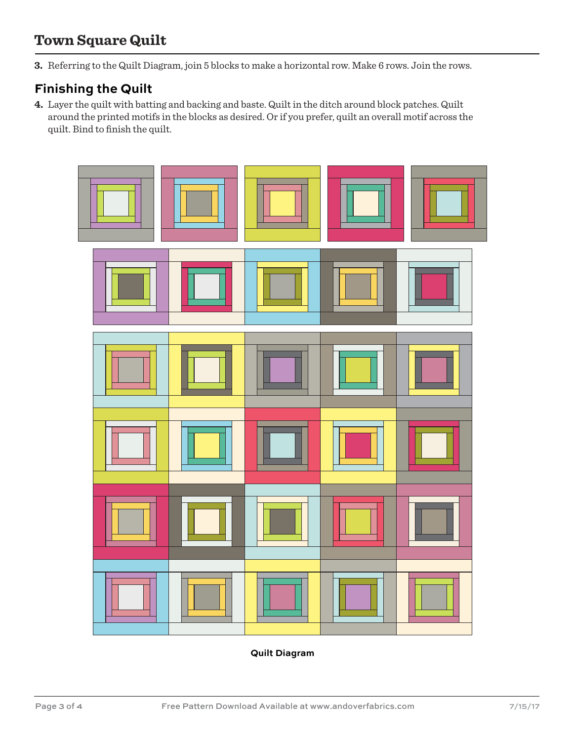3. Referring to the Quilt Diagram, join 5 blocks to make a horizontal row. Make 6 rows. Join the rows.

## Finishing the Quilt

4. Layer the quilt with batting and backing and baste. Quilt in the ditch around block patches. Quilt around the printed motifs in the blocks as desired. Or if you prefer, quilt an overall motif across the quilt. Bind to finish the quilt.

**Quilt Diagram**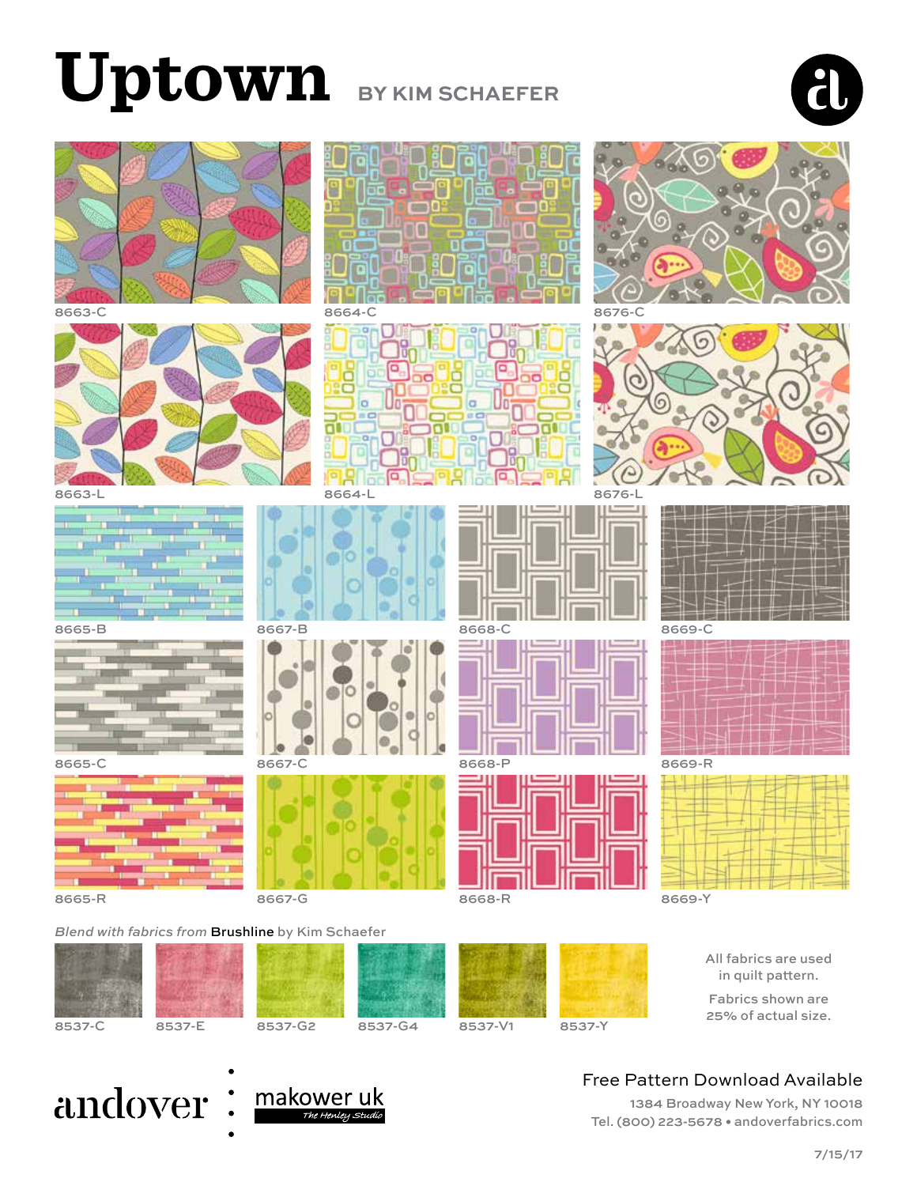# Uptown

BY KIM SCHAEFER

8663-C

8664-C

8676-C

8663-L

8664-L

8676-L

8665-B

8667-B

8668-C

8669-C

8665-C

8667-C

8668-P

8669-R

8665-R

8667-G

8668-R

8669-Y

*Blend with fabrics from* **Brushline** by Kim Schaefer

8537-C

8537-E

8537-G2

8537-G4

8537-V1

8537-Y

All fabrics are used in quilt pattern.

Fabrics shown are 25% of actual size.

andover

makower uk

The Henley Studio

Free Pattern Download Available

1384 Broadway New York, NY 10018

Tel. (800) 223-5678 • andoverfabrics.com

7/15/17